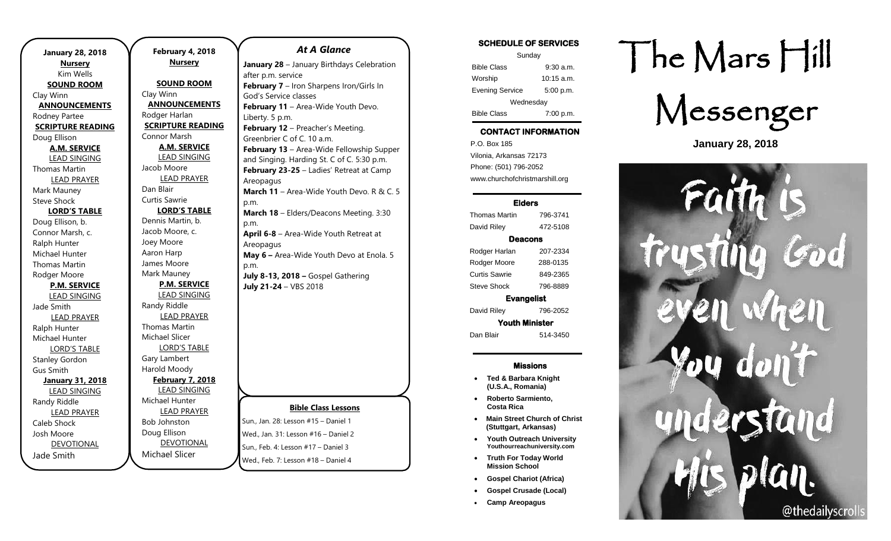**January 28, 2018**

**Nursery**
Kim Wells

**SOUND ROOM**
Clay Winn

**ANNOUNCEMENTS**
Rodney Partee

**SCRIPTURE READING**
Doug Ellison

**A.M. SERVICE**

LEAD SINGING
Thomas Martin

LEAD PRAYER
Mark Mauney
Steve Shock

**LORD'S TABLE**
Doug Ellison, b.
Connor Marsh, c.
Ralph Hunter
Michael Hunter
Thomas Martin
Rodger Moore

**P.M. SERVICE**

LEAD SINGING
Jade Smith

LEAD PRAYER
Ralph Hunter
Michael Hunter

LORD'S TABLE
Stanley Gordon
Gus Smith

**January 31, 2018**

LEAD SINGING
Randy Riddle

LEAD PRAYER
Caleb Shock
Josh Moore

DEVOTIONAL
Jade Smith

**February 4, 2018**

**Nursery**

**SOUND ROOM**
Clay Winn

**ANNOUNCEMENTS**
Rodger Harlan

**SCRIPTURE READING**
Connor Marsh

**A.M. SERVICE**

LEAD SINGING
Jacob Moore

LEAD PRAYER
Dan Blair
Curtis Sawrie

**LORD'S TABLE**
Dennis Martin, b.
Jacob Moore, c.
Joey Moore
Aaron Harp
James Moore
Mark Mauney

**P.M. SERVICE**

LEAD SINGING
Randy Riddle

LEAD PRAYER
Thomas Martin
Michael Slicer

LORD'S TABLE
Gary Lambert
Harold Moody

**February 7, 2018**

LEAD SINGING
Michael Hunter

LEAD PRAYER
Bob Johnston
Doug Ellison

DEVOTIONAL
Michael Slicer

## *At A Glance*

**January 28** – January Birthdays Celebration after p.m. service
**February 7** – Iron Sharpens Iron/Girls In God's Service classes
**February 11** – Area-Wide Youth Devo. Liberty. 5 p.m.
**February 12** – Preacher's Meeting. Greenbrier C of C. 10 a.m.
**February 13** – Area-Wide Fellowship Supper and Singing. Harding St. C of C. 5:30 p.m.
**February 23-25** – Ladies' Retreat at Camp Areopagus
**March 11** – Area-Wide Youth Devo. R & C. 5 p.m.
**March 18** – Elders/Deacons Meeting. 3:30 p.m.
**April 6-8** – Area-Wide Youth Retreat at Areopagus
**May 6 –** Area-Wide Youth Devo at Enola. 5 p.m.
**July 8-13, 2018 –** Gospel Gathering
**July 21-24** – VBS 2018

**Bible Class Lessons**

Sun., Jan. 28: Lesson #15 – Daniel 1
Wed., Jan. 31: Lesson #16 – Daniel 2
Sun., Feb. 4: Lesson #17 – Daniel 3
Wed., Feb. 7: Lesson #18 – Daniel 4

**SCHEDULE OF SERVICES**

| Sunday | |
|---|---|
| Bible Class | 9:30 a.m. |
| Worship | 10:15 a.m. |
| Evening Service | 5:00 p.m. |
| Wednesday | |
| Bible Class | 7:00 p.m. |

**CONTACT INFORMATION**

P.O. Box 185
Vilonia, Arkansas 72173
Phone: (501) 796-2052
www.churchofchristmarshill.org

**Elders**

| | |
|---|---|
| Thomas Martin | 796-3741 |
| David Riley | 472-5108 |

**Deacons**

| | |
|---|---|
| Rodger Harlan | 207-2334 |
| Rodger Moore | 288-0135 |
| Curtis Sawrie | 849-2365 |
| Steve Shock | 796-8889 |

**Evangelist**

| | |
|---|---|
| David Riley | 796-2052 |

**Youth Minister**

| | |
|---|---|
| Dan Blair | 514-3450 |

**Missions**

- **Ted & Barbara Knight (U.S.A., Romania)**
- **Roberto Sarmiento, Costa Rica**
- **Main Street Church of Christ (Stuttgart, Arkansas)**
- **Youth Outreach University** Youthourreachuniversity.com
- **Truth For Today World Mission School**
- **Gospel Chariot (Africa)**
- **Gospel Crusade (Local)**
- **Camp Areopagus**

# The Mars Hill Messenger

**January 28, 2018**

Faith is trusting God even when you don't understand His plan.

@thedailyscrolls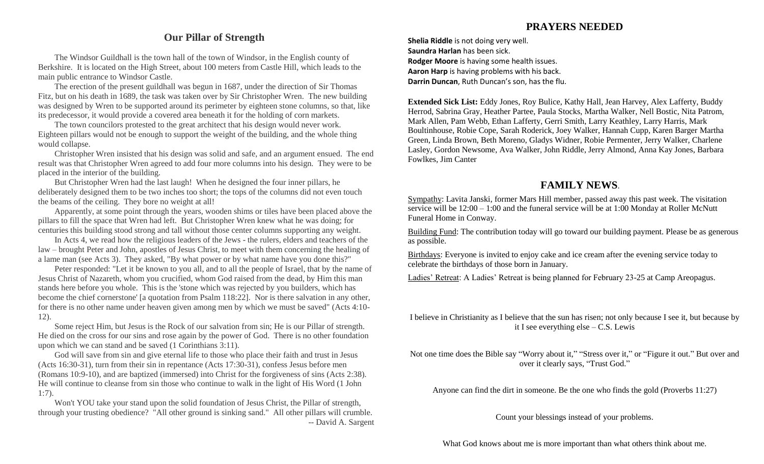## Our Pillar of Strength

The Windsor Guildhall is the town hall of the town of Windsor, in the English county of Berkshire. It is located on the High Street, about 100 meters from Castle Hill, which leads to the main public entrance to Windsor Castle.

The erection of the present guildhall was begun in 1687, under the direction of Sir Thomas Fitz, but on his death in 1689, the task was taken over by Sir Christopher Wren. The new building was designed by Wren to be supported around its perimeter by eighteen stone columns, so that, like its predecessor, it would provide a covered area beneath it for the holding of corn markets.

The town councilors protested to the great architect that his design would never work. Eighteen pillars would not be enough to support the weight of the building, and the whole thing would collapse.

Christopher Wren insisted that his design was solid and safe, and an argument ensued. The end result was that Christopher Wren agreed to add four more columns into his design. They were to be placed in the interior of the building.

But Christopher Wren had the last laugh! When he designed the four inner pillars, he deliberately designed them to be two inches too short; the tops of the columns did not even touch the beams of the ceiling. They bore no weight at all!

Apparently, at some point through the years, wooden shims or tiles have been placed above the pillars to fill the space that Wren had left. But Christopher Wren knew what he was doing; for centuries this building stood strong and tall without those center columns supporting any weight.

In Acts 4, we read how the religious leaders of the Jews - the rulers, elders and teachers of the law – brought Peter and John, apostles of Jesus Christ, to meet with them concerning the healing of a lame man (see Acts 3). They asked, "By what power or by what name have you done this?"

Peter responded: "Let it be known to you all, and to all the people of Israel, that by the name of Jesus Christ of Nazareth, whom you crucified, whom God raised from the dead, by Him this man stands here before you whole. This is the 'stone which was rejected by you builders, which has become the chief cornerstone' [a quotation from Psalm 118:22]. Nor is there salvation in any other, for there is no other name under heaven given among men by which we must be saved" (Acts 4:10-12).

Some reject Him, but Jesus is the Rock of our salvation from sin; He is our Pillar of strength. He died on the cross for our sins and rose again by the power of God. There is no other foundation upon which we can stand and be saved (1 Corinthians 3:11).

God will save from sin and give eternal life to those who place their faith and trust in Jesus (Acts 16:30-31), turn from their sin in repentance (Acts 17:30-31), confess Jesus before men (Romans 10:9-10), and are baptized (immersed) into Christ for the forgiveness of sins (Acts 2:38). He will continue to cleanse from sin those who continue to walk in the light of His Word (1 John 1:7).

Won't YOU take your stand upon the solid foundation of Jesus Christ, the Pillar of strength, through your trusting obedience? "All other ground is sinking sand." All other pillars will crumble.

-- David A. Sargent

## PRAYERS NEEDED

**Shelia Riddle** is not doing very well.
**Saundra Harlan** has been sick.
**Rodger Moore** is having some health issues.
**Aaron Harp** is having problems with his back.
**Darrin Duncan**, Ruth Duncan's son, has the flu.

**Extended Sick List:** Eddy Jones, Roy Bulice, Kathy Hall, Jean Harvey, Alex Lafferty, Buddy Herrod, Sabrina Gray, Heather Partee, Paula Stocks, Martha Walker, Nell Bostic, Nita Patrom, Mark Allen, Pam Webb, Ethan Lafferty, Gerri Smith, Larry Keathley, Larry Harris, Mark Boultinhouse, Robie Cope, Sarah Roderick, Joey Walker, Hannah Cupp, Karen Barger Martha Green, Linda Brown, Beth Moreno, Gladys Widner, Robie Permenter, Jerry Walker, Charlene Lasley, Gordon Newsome, Ava Walker, John Riddle, Jerry Almond, Anna Kay Jones, Barbara Fowlkes, Jim Canter

## FAMILY NEWS.

Sympathy: Lavita Janski, former Mars Hill member, passed away this past week. The visitation service will be 12:00 – 1:00 and the funeral service will be at 1:00 Monday at Roller McNutt Funeral Home in Conway.

Building Fund: The contribution today will go toward our building payment. Please be as generous as possible.

Birthdays: Everyone is invited to enjoy cake and ice cream after the evening service today to celebrate the birthdays of those born in January.

Ladies' Retreat: A Ladies' Retreat is being planned for February 23-25 at Camp Areopagus.

I believe in Christianity as I believe that the sun has risen; not only because I see it, but because by it I see everything else – C.S. Lewis

Not one time does the Bible say "Worry about it," "Stress over it," or "Figure it out." But over and over it clearly says, "Trust God."

Anyone can find the dirt in someone. Be the one who finds the gold (Proverbs 11:27)

Count your blessings instead of your problems.

What God knows about me is more important than what others think about me.